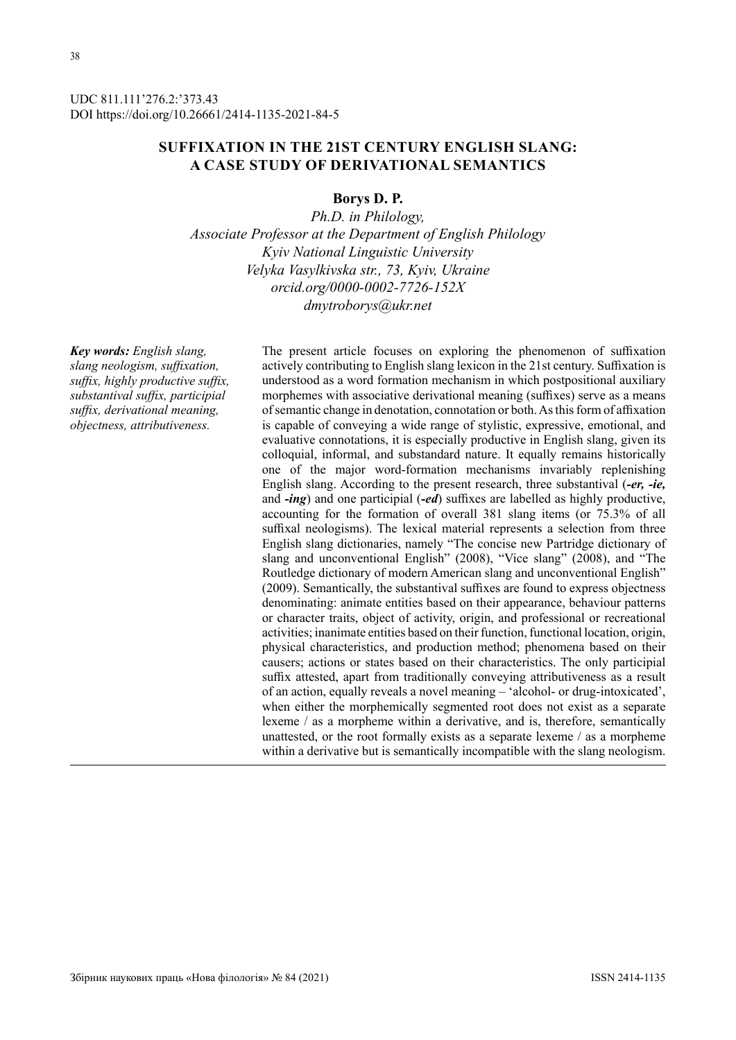UDC 811.111'276.2:'373.43
DOI https://doi.org/10.26661/2414-1135-2021-84-5

# SUFFIXATION IN THE 21ST CENTURY ENGLISH SLANG: A CASE STUDY OF DERIVATIONAL SEMANTICS

**Borys D. P.**

*Ph.D. in Philology,*
*Associate Professor at the Department of English Philology*
*Kyiv National Linguistic University*
*Velyka Vasylkivska str., 73, Kyiv, Ukraine*
*orcid.org/0000-0002-7726-152X*
*dmytroborys@ukr.net*

***Key words:*** *English slang, slang neologism, suffixation, suffix, highly productive suffix, substantival suffix, participial suffix, derivational meaning, objectness, attributiveness.*

The present article focuses on exploring the phenomenon of suffixation actively contributing to English slang lexicon in the 21st century. Suffixation is understood as a word formation mechanism in which postpositional auxiliary morphemes with associative derivational meaning (suffixes) serve as a means of semantic change in denotation, connotation or both. As this form of affixation is capable of conveying a wide range of stylistic, expressive, emotional, and evaluative connotations, it is especially productive in English slang, given its colloquial, informal, and substandard nature. It equally remains historically one of the major word-formation mechanisms invariably replenishing English slang. According to the present research, three substantival (***-er, -ie,*** and ***-ing***) and one participial (***-ed***) suffixes are labelled as highly productive, accounting for the formation of overall 381 slang items (or 75.3% of all suffixal neologisms). The lexical material represents a selection from three English slang dictionaries, namely "The concise new Partridge dictionary of slang and unconventional English" (2008), "Vice slang" (2008), and "The Routledge dictionary of modern American slang and unconventional English" (2009). Semantically, the substantival suffixes are found to express objectness denominating: animate entities based on their appearance, behaviour patterns or character traits, object of activity, origin, and professional or recreational activities; inanimate entities based on their function, functional location, origin, physical characteristics, and production method; phenomena based on their causers; actions or states based on their characteristics. The only participial suffix attested, apart from traditionally conveying attributiveness as a result of an action, equally reveals a novel meaning – 'alcohol- or drug-intoxicated', when either the morphemically segmented root does not exist as a separate lexeme / as a morpheme within a derivative, and is, therefore, semantically unattested, or the root formally exists as a separate lexeme / as a morpheme within a derivative but is semantically incompatible with the slang neologism.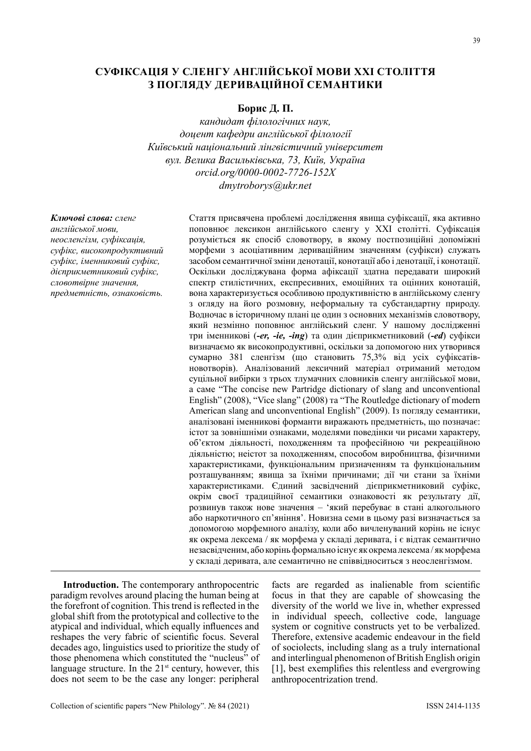# СУФІКСАЦІЯ У СЛЕНГУ АНГЛІЙСЬКОЇ МОВИ XXI СТОЛІТТЯ З ПОГЛЯДУ ДЕРИВАЦІЙНОЇ СЕМАНТИКИ

**Борис Д. П.**

*кандидат філологічних наук,*
*доцент кафедри англійської філології*
*Київський національний лінгвістичний університет*
*вул. Велика Васильківська, 73, Київ, Україна*
*orcid.org/0000-0002-7726-152X*
*dmytroborys@ukr.net*

***Ключові слова:*** *сленг англійської мови, неосленгізм, суфіксація, суфікс, високопродуктивний суфікс, іменниковий суфікс, дієприкметниковий суфікс, словотвірне значення, предметність, ознаковість.*

Стаття присвячена проблемі дослідження явища суфіксації, яка активно поповнює лексикон англійського сленгу у XXI столітті. Суфіксація розуміється як спосіб словотвору, в якому постпозиційні допоміжні морфеми з асоціативним дериваційним значенням (суфікси) служать засобом семантичної зміни денотації, конотації або і денотації, і конотації. Оскільки досліджувана форма афіксації здатна передавати широкий спектр стилістичних, експресивних, емоційних та оцінних конотацій, вона характеризується особливою продуктивністю в англійському сленгу з огляду на його розмовну, неформальну та субстандартну природу. Водночас в історичному плані це один з основних механізмів словотвору, який незмінно поповнює англійський сленг. У нашому дослідженні три іменникові (***-er, -ie, -ing***) та один дієприкметниковий (***-ed***) суфікси визначаємо як високопродуктивні, оскільки за допомогою них утворився сумарно 381 сленгізм (що становить 75,3% від усіх суфіксатів-новотворів). Аналізований лексичний матеріал отриманий методом суцільної вибірки з трьох тлумачних словників сленгу англійської мови, а саме "The concise new Partridge dictionary of slang and unconventional English" (2008), "Vice slang" (2008) та "The Routledge dictionary of modern American slang and unconventional English" (2009). Із погляду семантики, аналізовані іменникові форманти виражають предметність, що позначає: істот за зовнішніми ознаками, моделями поведінки чи рисами характеру, об'єктом діяльності, походженням та професійною чи рекреаційною діяльністю; неістот за походженням, способом виробництва, фізичними характеристиками, функціональним призначенням та функціональним розташуванням; явища за їхніми причинами; дії чи стани за їхніми характеристиками. Єдиний засвідчений дієприкметниковий суфікс, окрім своєї традиційної семантики ознаковості як результату дії, розвинув також нове значення – 'який перебуває в стані алкогольного або наркотичного сп'яніння'. Новизна семи в цьому разі визначається за допомогою морфемного аналізу, коли або вичленуваний корінь не існує як окрема лексема / як морфема у складі деривата, і є відтак семантично незасвідченим, або корінь формально існує як окрема лексема / як морфема у складі деривата, але семантично не співвідноситься з неосленгізмом.

**Introduction.** The contemporary anthropocentric paradigm revolves around placing the human being at the forefront of cognition. This trend is reflected in the global shift from the prototypical and collective to the atypical and individual, which equally influences and reshapes the very fabric of scientific focus. Several decades ago, linguistics used to prioritize the study of those phenomena which constituted the "nucleus" of language structure. In the 21st century, however, this does not seem to be the case any longer: peripheral facts are regarded as inalienable from scientific focus in that they are capable of showcasing the diversity of the world we live in, whether expressed in individual speech, collective code, language system or cognitive constructs yet to be verbalized. Therefore, extensive academic endeavour in the field of sociolects, including slang as a truly international and interlingual phenomenon of British English origin [1], best exemplifies this relentless and evergrowing anthropocentrization trend.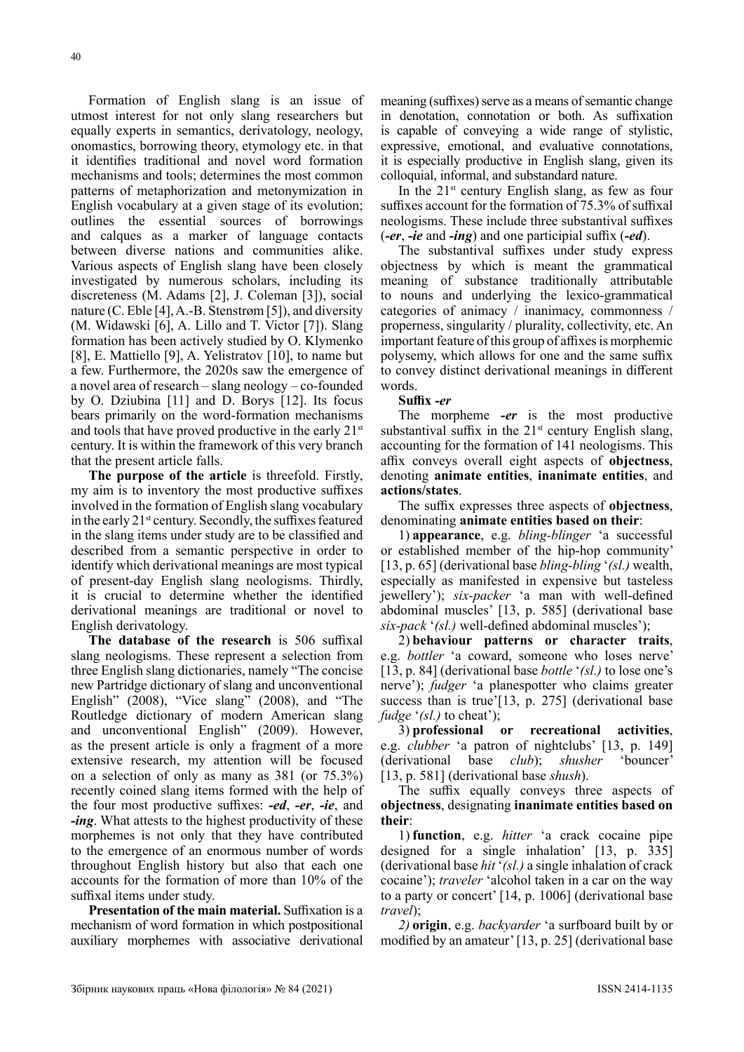Formation of English slang is an issue of utmost interest for not only slang researchers but equally experts in semantics, derivatology, neology, onomastics, borrowing theory, etymology etc. in that it identifies traditional and novel word formation mechanisms and tools; determines the most common patterns of metaphorization and metonymization in English vocabulary at a given stage of its evolution; outlines the essential sources of borrowings and calques as a marker of language contacts between diverse nations and communities alike. Various aspects of English slang have been closely investigated by numerous scholars, including its discreteness (M. Adams [2], J. Coleman [3]), social nature (C. Eble [4], A.-B. Stenstrøm [5]), and diversity (M. Widawski [6], A. Lillo and T. Victor [7]). Slang formation has been actively studied by O. Klymenko [8], E. Mattiello [9], A. Yelistratov [10], to name but a few. Furthermore, the 2020s saw the emergence of a novel area of research – slang neology – co-founded by O. Dziubina [11] and D. Borys [12]. Its focus bears primarily on the word-formation mechanisms and tools that have proved productive in the early 21st century. It is within the framework of this very branch that the present article falls.

**The purpose of the article** is threefold. Firstly, my aim is to inventory the most productive suffixes involved in the formation of English slang vocabulary in the early 21st century. Secondly, the suffixes featured in the slang items under study are to be classified and described from a semantic perspective in order to identify which derivational meanings are most typical of present-day English slang neologisms. Thirdly, it is crucial to determine whether the identified derivational meanings are traditional or novel to English derivatology.

**The database of the research** is 506 suffixal slang neologisms. These represent a selection from three English slang dictionaries, namely "The concise new Partridge dictionary of slang and unconventional English" (2008), "Vice slang" (2008), and "The Routledge dictionary of modern American slang and unconventional English" (2009). However, as the present article is only a fragment of a more extensive research, my attention will be focused on a selection of only as many as 381 (or 75.3%) recently coined slang items formed with the help of the four most productive suffixes: ***-ed***, ***-er***, ***-ie***, and ***-ing***. What attests to the highest productivity of these morphemes is not only that they have contributed to the emergence of an enormous number of words throughout English history but also that each one accounts for the formation of more than 10% of the suffixal items under study.

**Presentation of the main material.** Suffixation is a mechanism of word formation in which postpositional auxiliary morphemes with associative derivational meaning (suffixes) serve as a means of semantic change in denotation, connotation or both. As suffixation is capable of conveying a wide range of stylistic, expressive, emotional, and evaluative connotations, it is especially productive in English slang, given its colloquial, informal, and substandard nature.

In the 21st century English slang, as few as four suffixes account for the formation of 75.3% of suffixal neologisms. These include three substantival suffixes (***-er***, ***-ie*** and ***-ing***) and one participial suffix (***-ed***).

The substantival suffixes under study express objectness by which is meant the grammatical meaning of substance traditionally attributable to nouns and underlying the lexico-grammatical categories of animacy / inanimacy, commonness / properness, singularity / plurality, collectivity, etc. An important feature of this group of affixes is morphemic polysemy, which allows for one and the same suffix to convey distinct derivational meanings in different words.

**Suffix *-er***

The morpheme ***-er*** is the most productive substantival suffix in the 21st century English slang, accounting for the formation of 141 neologisms. This affix conveys overall eight aspects of **objectness**, denoting **animate entities**, **inanimate entities**, and **actions/states**.

The suffix expresses three aspects of **objectness**, denominating **animate entities based on their**:

1) **appearance**, e.g. *bling-blinger* 'a successful or established member of the hip-hop community' [13, p. 65] (derivational base *bling-bling* '*(sl.)* wealth, especially as manifested in expensive but tasteless jewellery'); *six-packer* 'a man with well-defined abdominal muscles' [13, p. 585] (derivational base *six-pack* '*(sl.)* well-defined abdominal muscles');

2) **behaviour patterns or character traits**, e.g. *bottler* 'a coward, someone who loses nerve' [13, p. 84] (derivational base *bottle* '*(sl.)* to lose one's nerve'); *fudger* 'a planespotter who claims greater success than is true'[13, p. 275] (derivational base *fudge* '*(sl.)* to cheat');

3) **professional or recreational activities**, e.g. *clubber* 'a patron of nightclubs' [13, p. 149] (derivational base *club*); *shusher* 'bouncer' [13, p. 581] (derivational base *shush*).

The suffix equally conveys three aspects of **objectness**, designating **inanimate entities based on their**:

1) **function**, e.g. *hitter* 'a crack cocaine pipe designed for a single inhalation' [13, p. 335] (derivational base *hit* '*(sl.)* a single inhalation of crack cocaine'); *traveler* 'alcohol taken in a car on the way to a party or concert' [14, p. 1006] (derivational base *travel*);

*2)* **origin**, e.g. *backyarder* 'a surfboard built by or modified by an amateur' [13, p. 25] (derivational base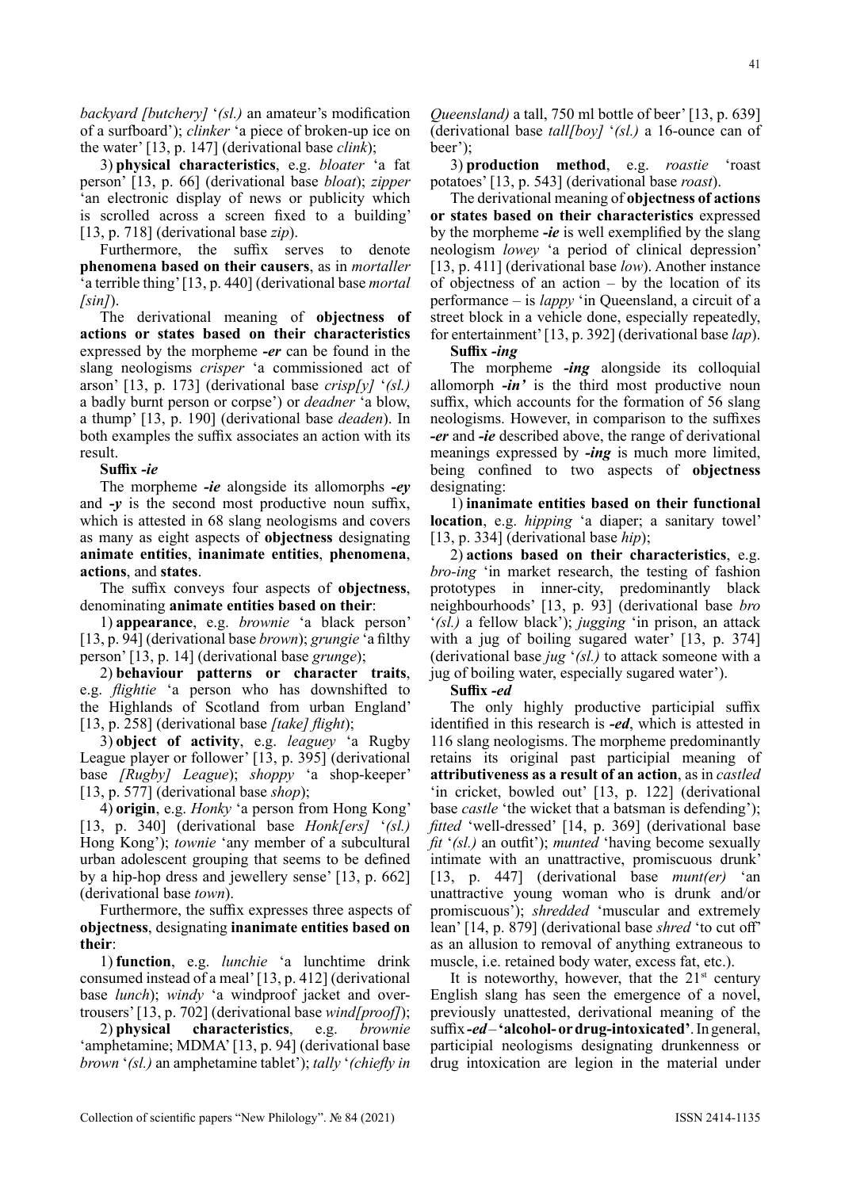*backyard [butchery]* '*(sl.)* an amateur's modification of a surfboard'); *clinker* 'a piece of broken-up ice on the water' [13, p. 147] (derivational base *clink*);

3) **physical characteristics**, e.g. *bloater* 'a fat person' [13, p. 66] (derivational base *bloat*); *zipper* 'an electronic display of news or publicity which is scrolled across a screen fixed to a building' [13, p. 718] (derivational base *zip*).

Furthermore, the suffix serves to denote **phenomena based on their causers**, as in *mortaller* 'a terrible thing' [13, p. 440] (derivational base *mortal [sin]*).

The derivational meaning of **objectness of actions or states based on their characteristics** expressed by the morpheme ***-er*** can be found in the slang neologisms *crisper* 'a commissioned act of arson' [13, p. 173] (derivational base *crisp[y]* '*(sl.)* a badly burnt person or corpse') or *deadner* 'a blow, a thump' [13, p. 190] (derivational base *deaden*). In both examples the suffix associates an action with its result.

**Suffix *-ie***

The morpheme ***-ie*** alongside its allomorphs ***-ey*** and ***-y*** is the second most productive noun suffix, which is attested in 68 slang neologisms and covers as many as eight aspects of **objectness** designating **animate entities**, **inanimate entities**, **phenomena**, **actions**, and **states**.

The suffix conveys four aspects of **objectness**, denominating **animate entities based on their**:

1) **appearance**, e.g. *brownie* 'a black person' [13, p. 94] (derivational base *brown*); *grungie* 'a filthy person' [13, p. 14] (derivational base *grunge*);

2) **behaviour patterns or character traits**, e.g. *flightie* 'a person who has downshifted to the Highlands of Scotland from urban England' [13, p. 258] (derivational base *[take] flight*);

3) **object of activity**, e.g. *leaguey* 'a Rugby League player or follower' [13, p. 395] (derivational base *[Rugby] League*); *shoppy* 'a shop-keeper' [13, p. 577] (derivational base *shop*);

4) **origin**, e.g. *Honky* 'a person from Hong Kong' [13, p. 340] (derivational base *Honk[ers]* '*(sl.)* Hong Kong'); *townie* 'any member of a subcultural urban adolescent grouping that seems to be defined by a hip-hop dress and jewellery sense' [13, p. 662] (derivational base *town*).

Furthermore, the suffix expresses three aspects of **objectness**, designating **inanimate entities based on their**:

1) **function**, e.g. *lunchie* 'a lunchtime drink consumed instead of a meal' [13, p. 412] (derivational base *lunch*); *windy* 'a windproof jacket and over-trousers' [13, p. 702] (derivational base *wind[proof]*);

2) **physical characteristics**, e.g. *brownie* 'amphetamine; MDMA' [13, p. 94] (derivational base *brown* '*(sl.)* an amphetamine tablet'); *tally* '*(chiefly in Queensland)* a tall, 750 ml bottle of beer' [13, p. 639] (derivational base *tall[boy]* '*(sl.)* a 16-ounce can of beer');

3) **production method**, e.g. *roastie* 'roast potatoes' [13, p. 543] (derivational base *roast*).

The derivational meaning of **objectness of actions or states based on their characteristics** expressed by the morpheme ***-ie*** is well exemplified by the slang neologism *lowey* 'a period of clinical depression' [13, p. 411] (derivational base *low*). Another instance of objectness of an action – by the location of its performance – is *lappy* 'in Queensland, a circuit of a street block in a vehicle done, especially repeatedly, for entertainment' [13, p. 392] (derivational base *lap*).

**Suffix *-ing***

The morpheme ***-ing*** alongside its colloquial allomorph ***-in'*** is the third most productive noun suffix, which accounts for the formation of 56 slang neologisms. However, in comparison to the suffixes ***-er*** and ***-ie*** described above, the range of derivational meanings expressed by ***-ing*** is much more limited, being confined to two aspects of **objectness** designating:

1) **inanimate entities based on their functional location**, e.g. *hipping* 'a diaper; a sanitary towel' [13, p. 334] (derivational base *hip*);

2) **actions based on their characteristics**, e.g. *bro-ing* 'in market research, the testing of fashion prototypes in inner-city, predominantly black neighbourhoods' [13, p. 93] (derivational base *bro* '*(sl.)* a fellow black'); *jugging* 'in prison, an attack with a jug of boiling sugared water' [13, p. 374] (derivational base *jug* '*(sl.)* to attack someone with a jug of boiling water, especially sugared water').

**Suffix *-ed***

The only highly productive participial suffix identified in this research is ***-ed***, which is attested in 116 slang neologisms. The morpheme predominantly retains its original past participial meaning of **attributiveness as a result of an action**, as in *castled* 'in cricket, bowled out' [13, p. 122] (derivational base *castle* 'the wicket that a batsman is defending'); *fitted* 'well-dressed' [13, p. 369] (derivational base *fit* '*(sl.)* an outfit'); *munted* 'having become sexually intimate with an unattractive, promiscuous drunk' [13, p. 447] (derivational base *munt(er)* 'an unattractive young woman who is drunk and/or promiscuous'); *shredded* 'muscular and extremely lean' [14, p. 879] (derivational base *shred* 'to cut off' as an allusion to removal of anything extraneous to muscle, i.e. retained body water, excess fat, etc.).

It is noteworthy, however, that the 21[st] century English slang has seen the emergence of a novel, previously unattested, derivational meaning of the suffix ***-ed*** – **'alcohol- or drug-intoxicated'**. In general, participial neologisms designating drunkenness or drug intoxication are legion in the material under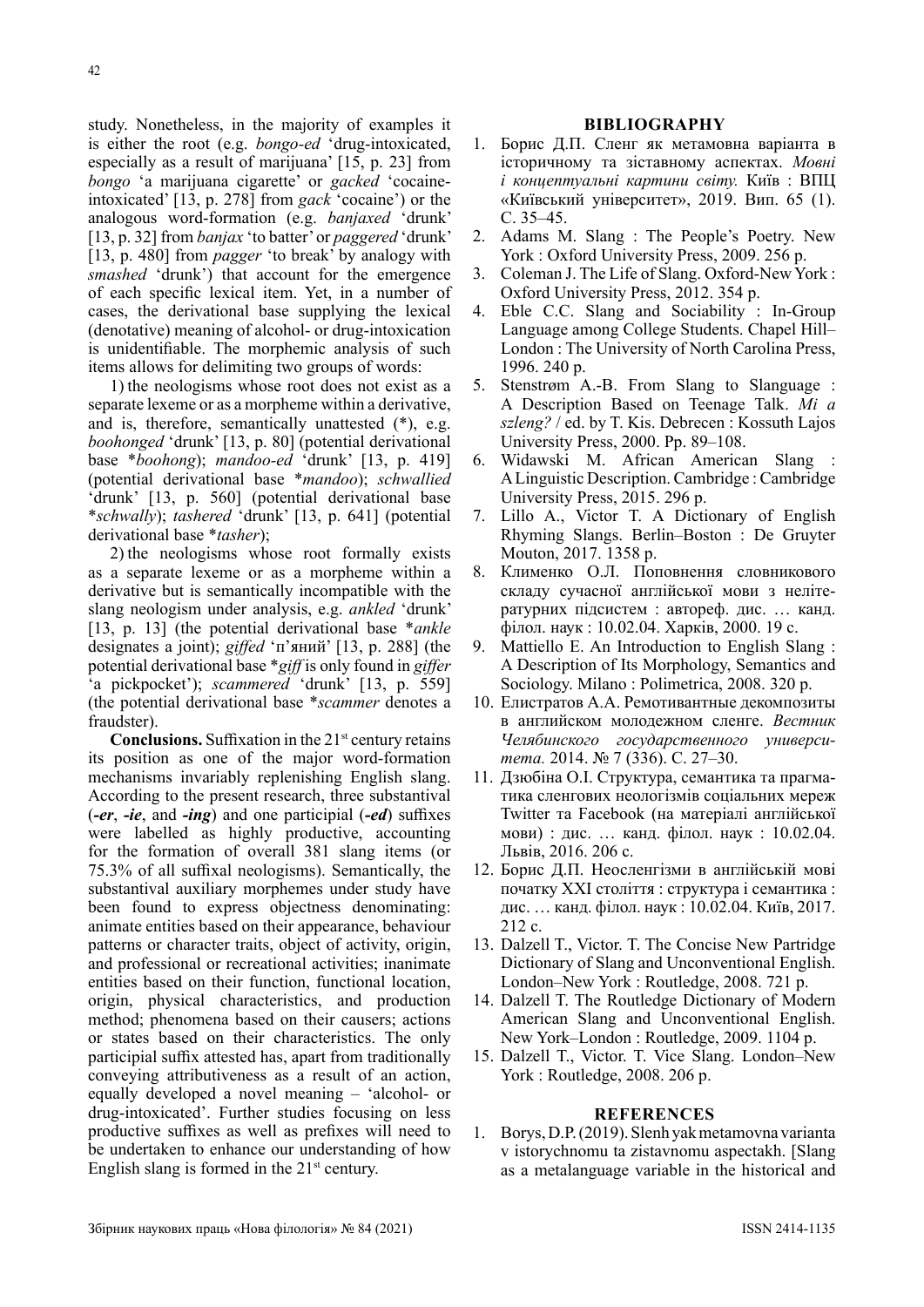study. Nonetheless, in the majority of examples it is either the root (e.g. *bongo-ed* 'drug-intoxicated, especially as a result of marijuana' [15, p. 23] from *bongo* 'a marijuana cigarette' or *gacked* 'cocaine-intoxicated' [13, p. 278] from *gack* 'cocaine') or the analogous word-formation (e.g. *banjaxed* 'drunk' [13, p. 32] from *banjax* 'to batter' or *paggered* 'drunk' [13, p. 480] from *pagger* 'to break' by analogy with *smashed* 'drunk') that account for the emergence of each specific lexical item. Yet, in a number of cases, the derivational base supplying the lexical (denotative) meaning of alcohol- or drug-intoxication is unidentifiable. The morphemic analysis of such items allows for delimiting two groups of words:

1) the neologisms whose root does not exist as a separate lexeme or as a morpheme within a derivative, and is, therefore, semantically unattested (*), e.g. *boohonged* 'drunk' [13, p. 80] (potential derivational base **boohong*); *mandoo-ed* 'drunk' [13, p. 419] (potential derivational base **mandoo*); *schwallied* 'drunk' [13, p. 560] (potential derivational base **schwally*); *tashered* 'drunk' [13, p. 641] (potential derivational base **tasher*);

2) the neologisms whose root formally exists as a separate lexeme or as a morpheme within a derivative but is semantically incompatible with the slang neologism under analysis, e.g. *ankled* 'drunk' [13, p. 13] (the potential derivational base **ankle* designates a joint); *giffed* 'п'яний' [13, p. 288] (the potential derivational base **giff* is only found in *giffer* 'a pickpocket'); *scammered* 'drunk' [13, p. 559] (the potential derivational base **scammer* denotes a fraudster).

**Conclusions.** Suffixation in the 21st century retains its position as one of the major word-formation mechanisms invariably replenishing English slang. According to the present research, three substantival (***-er***, ***-ie***, and ***-ing***) and one participial (***-ed***) suffixes were labelled as highly productive, accounting for the formation of overall 381 slang items (or 75.3% of all suffixal neologisms). Semantically, the substantival auxiliary morphemes under study have been found to express objectness denominating: animate entities based on their appearance, behaviour patterns or character traits, object of activity, origin, and professional or recreational activities; inanimate entities based on their function, functional location, origin, physical characteristics, and production method; phenomena based on their causers; actions or states based on their characteristics. The only participial suffix attested has, apart from traditionally conveying attributiveness as a result of an action, equally developed a novel meaning – 'alcohol- or drug-intoxicated'. Further studies focusing on less productive suffixes as well as prefixes will need to be undertaken to enhance our understanding of how English slang is formed in the 21st century.

## BIBLIOGRAPHY

1. Борис Д.П. Сленг як метамовна варіанта в історичному та зіставному аспектах. *Мовні і концептуальні картини світу.* Київ : ВПЦ «Київський університет», 2019. Вип. 65 (1). С. 35–45.
2. Adams M. Slang : The People's Poetry. New York : Oxford University Press, 2009. 256 p.
3. Coleman J. The Life of Slang. Oxford-New York : Oxford University Press, 2012. 354 p.
4. Eble C.C. Slang and Sociability : In-Group Language among College Students. Chapel Hill–London : The University of North Carolina Press, 1996. 240 p.
5. Stenstrøm A.-B. From Slang to Slanguage : A Description Based on Teenage Talk. *Mi a szleng?* / ed. by T. Kis. Debrecen : Kossuth Lajos University Press, 2000. Pp. 89–108.
6. Widawski M. African American Slang : A Linguistic Description. Cambridge : Cambridge University Press, 2015. 296 p.
7. Lillo A., Victor T. A Dictionary of English Rhyming Slangs. Berlin–Boston : De Gruyter Mouton, 2017. 1358 p.
8. Клименко О.Л. Поповнення словникового складу сучасної англійської мови з нелітературних підсистем : автореф. дис. … канд. філол. наук : 10.02.04. Харків, 2000. 19 с.
9. Mattiello E. An Introduction to English Slang : A Description of Its Morphology, Semantics and Sociology. Milano : Polimetrica, 2008. 320 p.
10. Елистратов А.А. Ремотивантные декомпозиты в английском молодежном сленге. *Вестник Челябинского государственного университета.* 2014. № 7 (336). С. 27–30.
11. Дзюбіна О.І. Структура, семантика та прагматика сленгових неологізмів соціальних мереж Twitter та Facebook (на матеріалі англійської мови) : дис. … канд. філол. наук : 10.02.04. Львів, 2016. 206 с.
12. Борис Д.П. Неосленгізми в англійській мові початку XXI століття : структура і семантика : дис. … канд. філол. наук : 10.02.04. Київ, 2017. 212 с.
13. Dalzell T., Victor. T. The Concise New Partridge Dictionary of Slang and Unconventional English. London–New York : Routledge, 2008. 721 p.
14. Dalzell T. The Routledge Dictionary of Modern American Slang and Unconventional English. New York–London : Routledge, 2009. 1104 p.
15. Dalzell T., Victor. T. Vice Slang. London–New York : Routledge, 2008. 206 p.

## REFERENCES

1. Borys, D.P. (2019). Slenh yak metamovna varianta v istorychnomu ta zistavnomu aspectakh. [Slang as a metalanguage variable in the historical and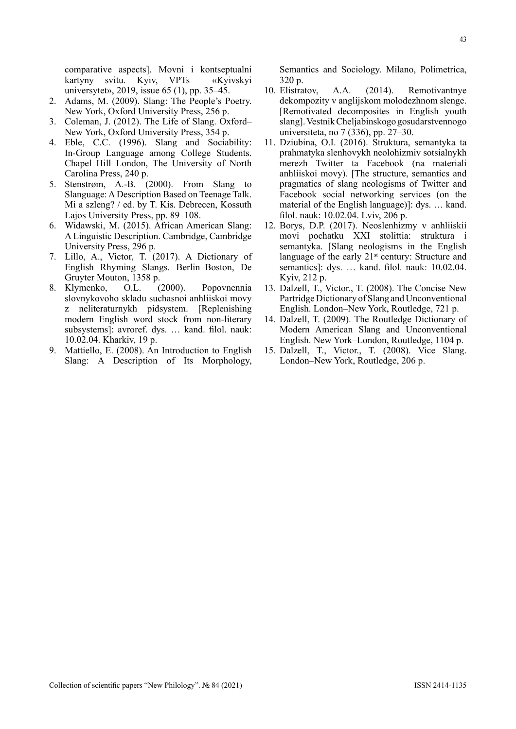comparative aspects]. Movni i kontseptualni kartyny svitu. Kyiv, VPTs «Kyivskyi universytet», 2019, issue 65 (1), pp. 35–45.

2. Adams, M. (2009). Slang: The People's Poetry. New York, Oxford University Press, 256 p.
3. Coleman, J. (2012). The Life of Slang. Oxford–New York, Oxford University Press, 354 p.
4. Eble, C.C. (1996). Slang and Sociability: In-Group Language among College Students. Chapel Hill–London, The University of North Carolina Press, 240 p.
5. Stenstrøm, A.-B. (2000). From Slang to Slanguage: A Description Based on Teenage Talk. Mi a szleng? / ed. by T. Kis. Debrecen, Kossuth Lajos University Press, pp. 89–108.
6. Widawski, M. (2015). African American Slang: A Linguistic Description. Cambridge, Cambridge University Press, 296 p.
7. Lillo, A., Victor, T. (2017). A Dictionary of English Rhyming Slangs. Berlin–Boston, De Gruyter Mouton, 1358 p.
8. Klymenko, O.L. (2000). Popovnennia slovnykovoho skladu suchasnoi anhliiskoi movy z neliteraturnykh pidsystem. [Replenishing modern English word stock from non-literary subsystems]: avtoref. dys. … kand. filol. nauk: 10.02.04. Kharkiv, 19 p.
9. Mattiello, E. (2008). An Introduction to English Slang: A Description of Its Morphology, Semantics and Sociology. Milano, Polimetrica, 320 p.
10. Elistratov, A.A. (2014). Remotivantnye dekompozity v anglijskom molodezhnom slenge. [Remotivated decomposites in English youth slang]. Vestnik Cheljabinskogo gosudarstvennogo universiteta, no 7 (336), pp. 27–30.
11. Dziubina, O.I. (2016). Struktura, semantyka ta prahmatyka slenhovykh neolohizmiv sotsialnykh merezh Twitter ta Facebook (na materiali anhliiskoi movy). [The structure, semantics and pragmatics of slang neologisms of Twitter and Facebook social networking services (on the material of the English language)]: dys. … kand. filol. nauk: 10.02.04. Lviv, 206 p.
12. Borys, D.P. (2017). Neoslenhizmy v anhliiskii movi pochatku XXI stolittia: struktura i semantyka. [Slang neologisms in the English language of the early 21st century: Structure and semantics]: dys. … kand. filol. nauk: 10.02.04. Kyiv, 212 p.
13. Dalzell, T., Victor., T. (2008). The Concise New Partridge Dictionary of Slang and Unconventional English. London–New York, Routledge, 721 p.
14. Dalzell, T. (2009). The Routledge Dictionary of Modern American Slang and Unconventional English. New York–London, Routledge, 1104 p.
15. Dalzell, T., Victor., T. (2008). Vice Slang. London–New York, Routledge, 206 p.